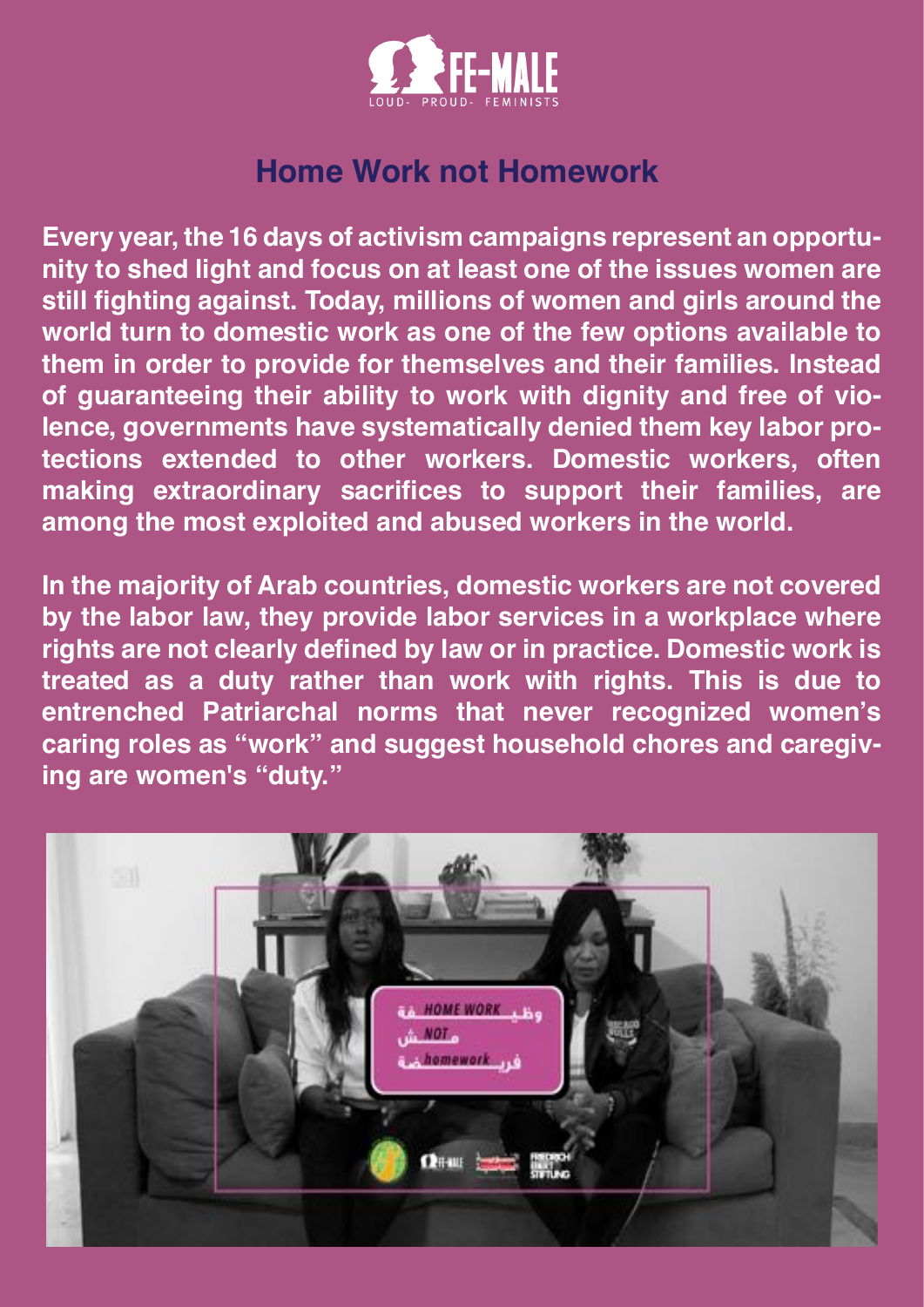# Home Work not Homework

**Every year, the 16 days of activism campaigns represent an opportunity to shed light and focus on at least one of the issues women are still fighting against. Today, millions of women and girls around the world turn to domestic work as one of the few options available to them in order to provide for themselves and their families. Instead of guaranteeing their ability to work with dignity and free of violence, governments have systematically denied them key labor protections extended to other workers. Domestic workers, often making extraordinary sacrifices to support their families, are among the most exploited and abused workers in the world.**

**In the majority of Arab countries, domestic workers are not covered by the labor law, they provide labor services in a workplace where rights are not clearly defined by law or in practice. Domestic work is treated as a duty rather than work with rights. This is due to entrenched Patriarchal norms that never recognized women's caring roles as "work" and suggest household chores and caregiving are women's "duty."**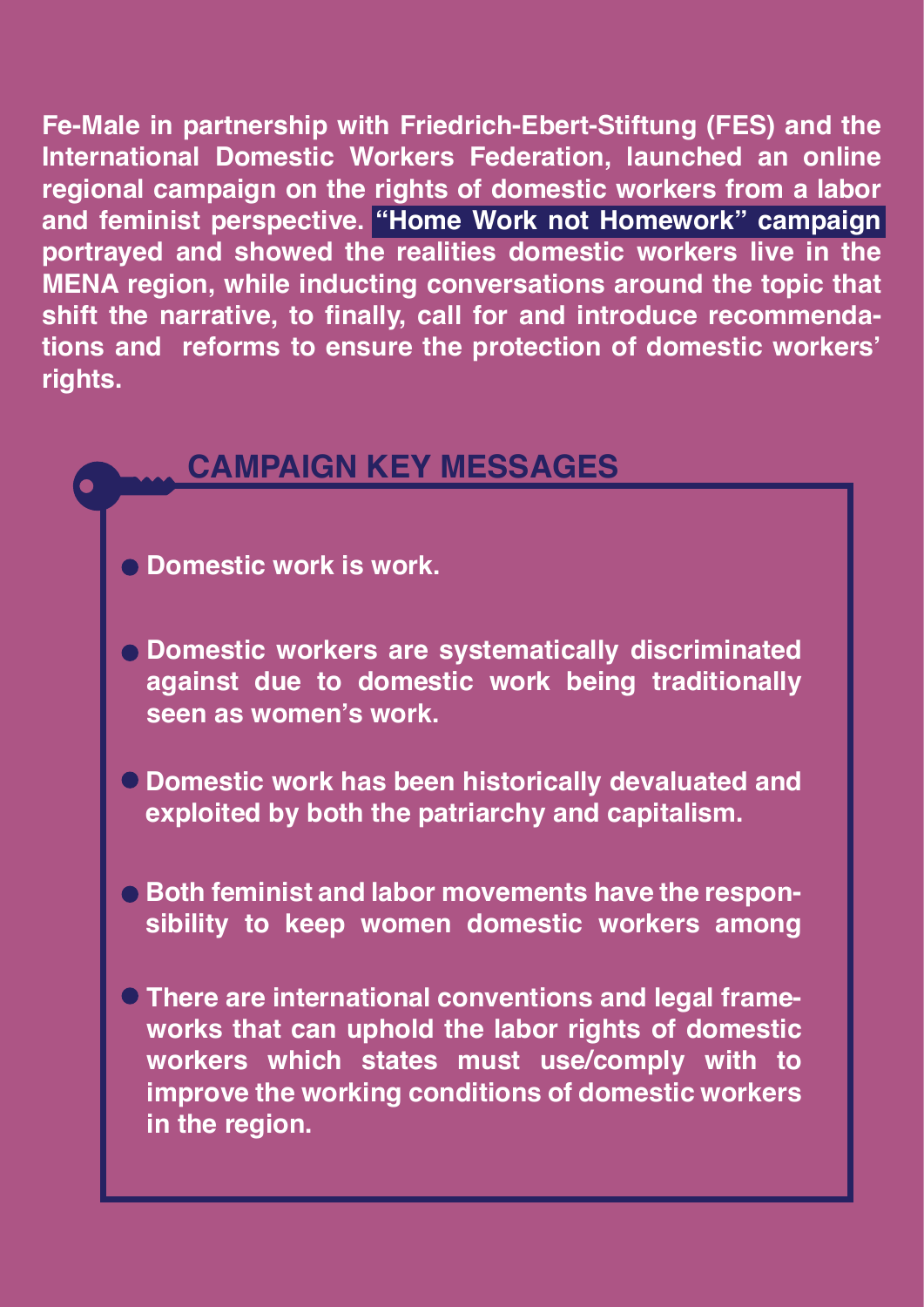Fe-Male in partnership with Friedrich-Ebert-Stiftung (FES) and the International Domestic Workers Federation, launched an online regional campaign on the rights of domestic workers from a labor and feminist perspective. **"Home Work not Homework" campaign** portrayed and showed the realities domestic workers live in the MENA region, while inducting conversations around the topic that shift the narrative, to finally, call for and introduce recommendations and reforms to ensure the protection of domestic workers' rights.

## CAMPAIGN KEY MESSAGES

- Domestic work is work.
- Domestic workers are systematically discriminated against due to domestic work being traditionally seen as women's work.
- Domestic work has been historically devaluated and exploited by both the patriarchy and capitalism.
- Both feminist and labor movements have the responsibility to keep women domestic workers among
- There are international conventions and legal frameworks that can uphold the labor rights of domestic workers which states must use/comply with to improve the working conditions of domestic workers in the region.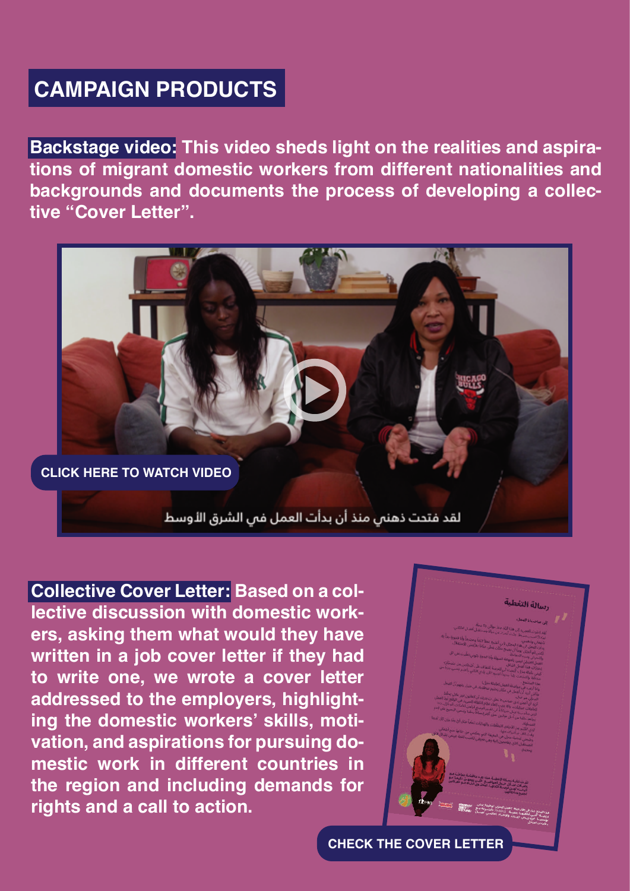## CAMPAIGN PRODUCTS

**Backstage video:** **This video sheds light on the realities and aspirations of migrant domestic workers from different nationalities and backgrounds and documents the process of developing a collective “Cover Letter”.**

CLICK HERE TO WATCH VIDEO

لقد فتحت ذهني منذ أن بدأت العمل في الشرق الأوسط

**Collective Cover Letter:** **Based on a collective discussion with domestic workers, asking them what would they have written in a job cover letter if they had to write one, we wrote a cover letter addressed to the employers, highlighting the domestic workers’ skills, motivation, and aspirations for pursuing domestic work in different countries in the region and including demands for rights and a call to action.**

CHECK THE COVER LETTER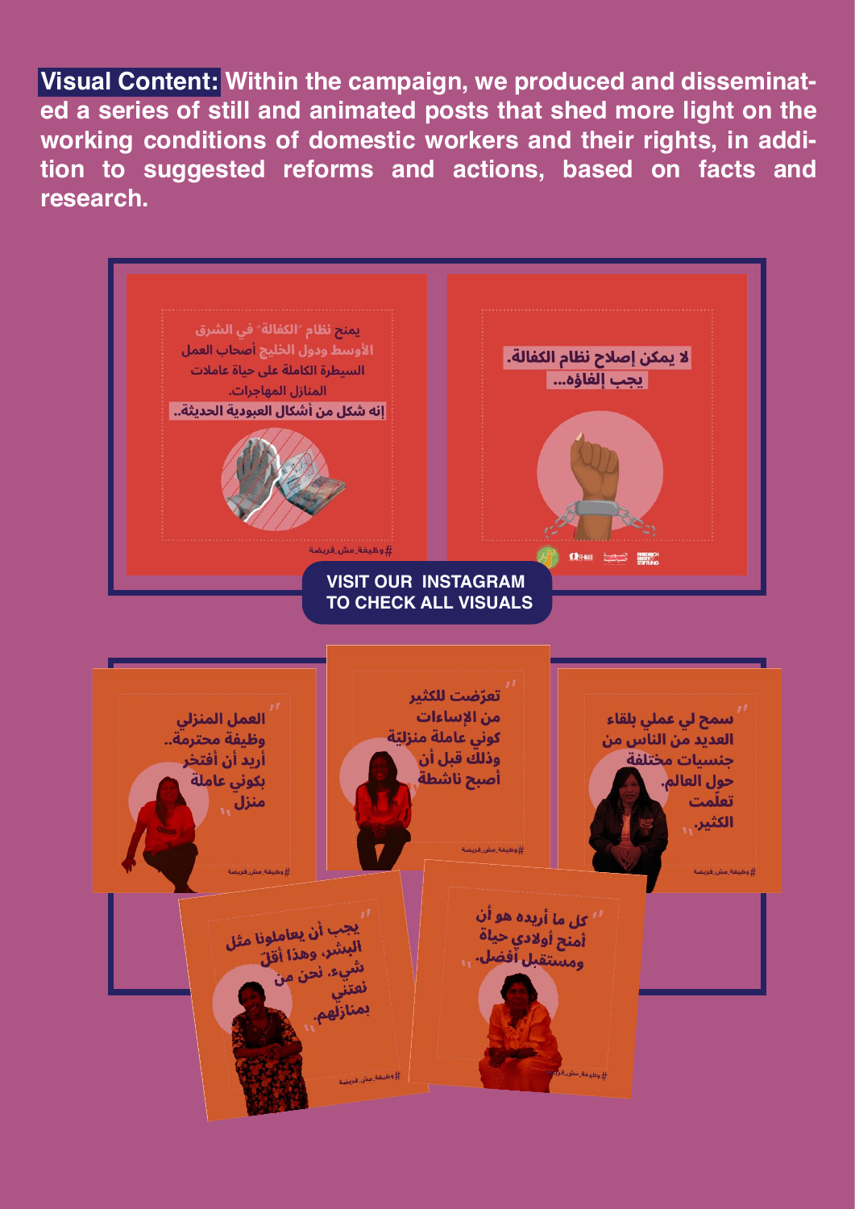**Visual Content:** Within the campaign, we produced and disseminated a series of still and animated posts that shed more light on the working conditions of domestic workers and their rights, in addition to suggested reforms and actions, based on facts and research.

يمنح نظام "الكفالة" في الشرق الأوسط ودول الخليج أصحاب العمل السيطرة الكاملة على حياة عاملات المنازل المهاجرات.

إنه شكل من أشكال العبودية الحديثة..

#وظيفة_مش_فريضة

لا يمكن إصلاح نظام الكفالة.

يجب إلغاؤه...

**VISIT OUR INSTAGRAM TO CHECK ALL VISUALS**

"العمل المنزلي وظيفة محترمة.. أريد أن أفتخر بكوني عاملة منزل"

#وظيفة_مش_فريضة

"تعرّضت للكثير من الإساءات كوني عاملة منزليّة وذلك قبل أن أصبح ناشطة"

#وظيفة_مش_فريضة

"سمح لي عملي بلقاء العديد من الناس من جنسيات مختلفة حول العالم. تعلّمت الكثير."

#وظيفة_مش_فريضة

"يجب أن يعاملونا مثل البشر، وهذا أقلّ شيء. نحن من نعتني بمنازلهم."

#وظيفة_مش_فريضة

"كل ما أريده هو أن أمنح أولادي حياة ومستقبل أفضل."

#وظيفة_مش_فريضة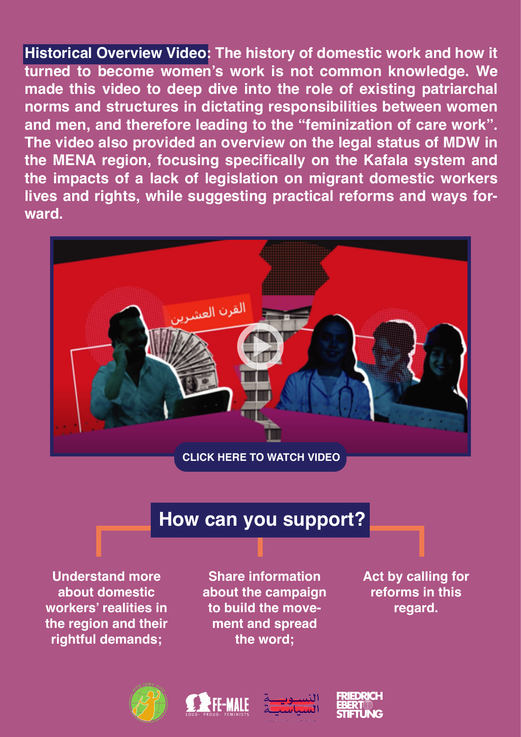**Historical Overview Video: The history of domestic work and how it turned to become women's work is not common knowledge. We made this video to deep dive into the role of existing patriarchal norms and structures in dictating responsibilities between women and men, and therefore leading to the "feminization of care work". The video also provided an overview on the legal status of MDW in the MENA region, focusing specifically on the Kafala system and the impacts of a lack of legislation on migrant domestic workers lives and rights, while suggesting practical reforms and ways forward.**

CLICK HERE TO WATCH VIDEO

## How can you support?

- Understand more about domestic workers' realities in the region and their rightful demands;
- Share information about the campaign to build the movement and spread the word;
- Act by calling for reforms in this regard.